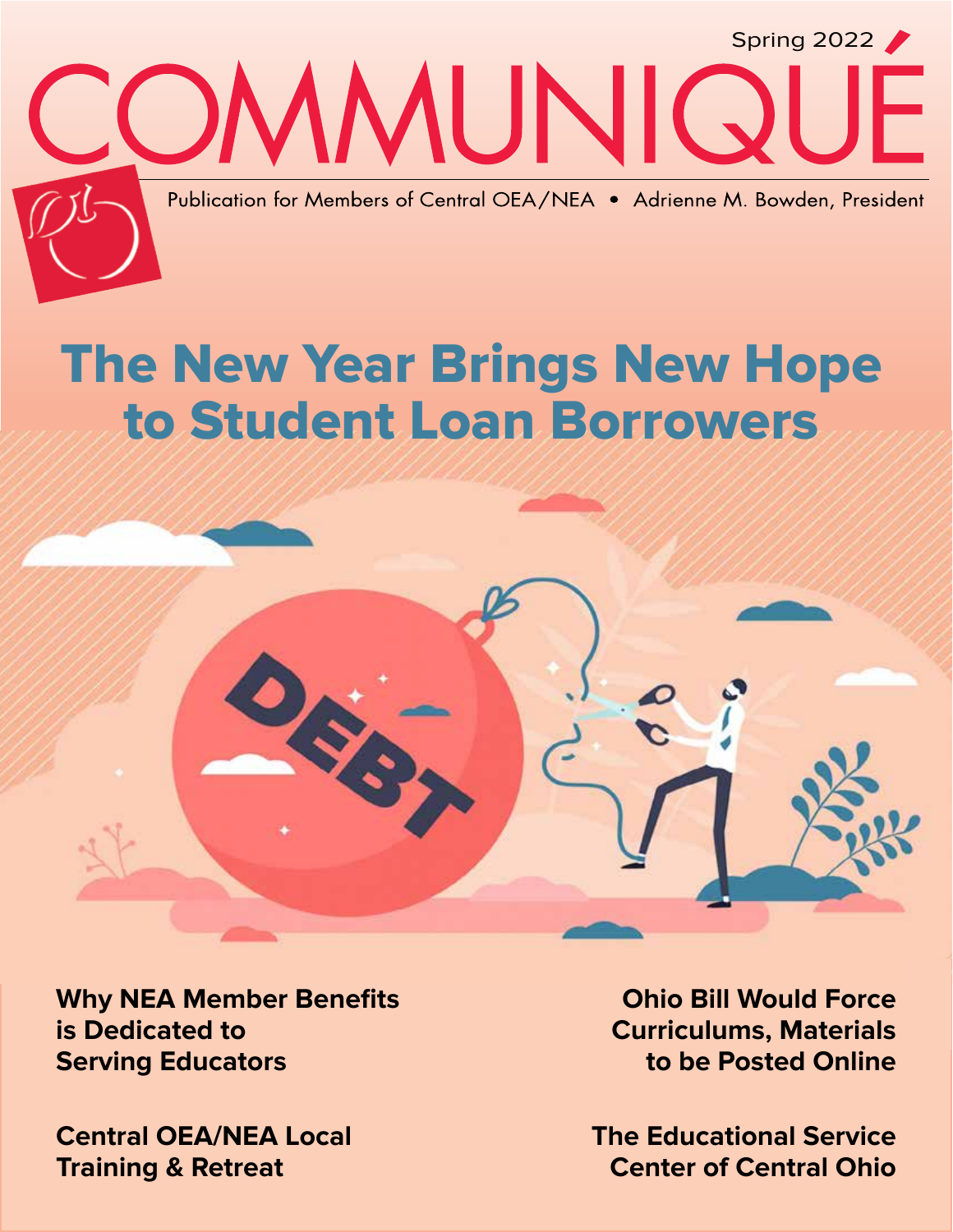Spring 2022

# COMMUNIQUÉ

Publication for Members of Central OEA/NEA • Adrienne M. Bowden, President

## The New Year Brings New Hope to Student Loan Borrowers

**Why NEA Member Benefits is Dedicated to Serving Educators**

**Ohio Bill Would Force Curriculums, Materials to be Posted Online**

**Central OEA/NEA Local Training & Retreat**

**The Educational Service Center of Central Ohio**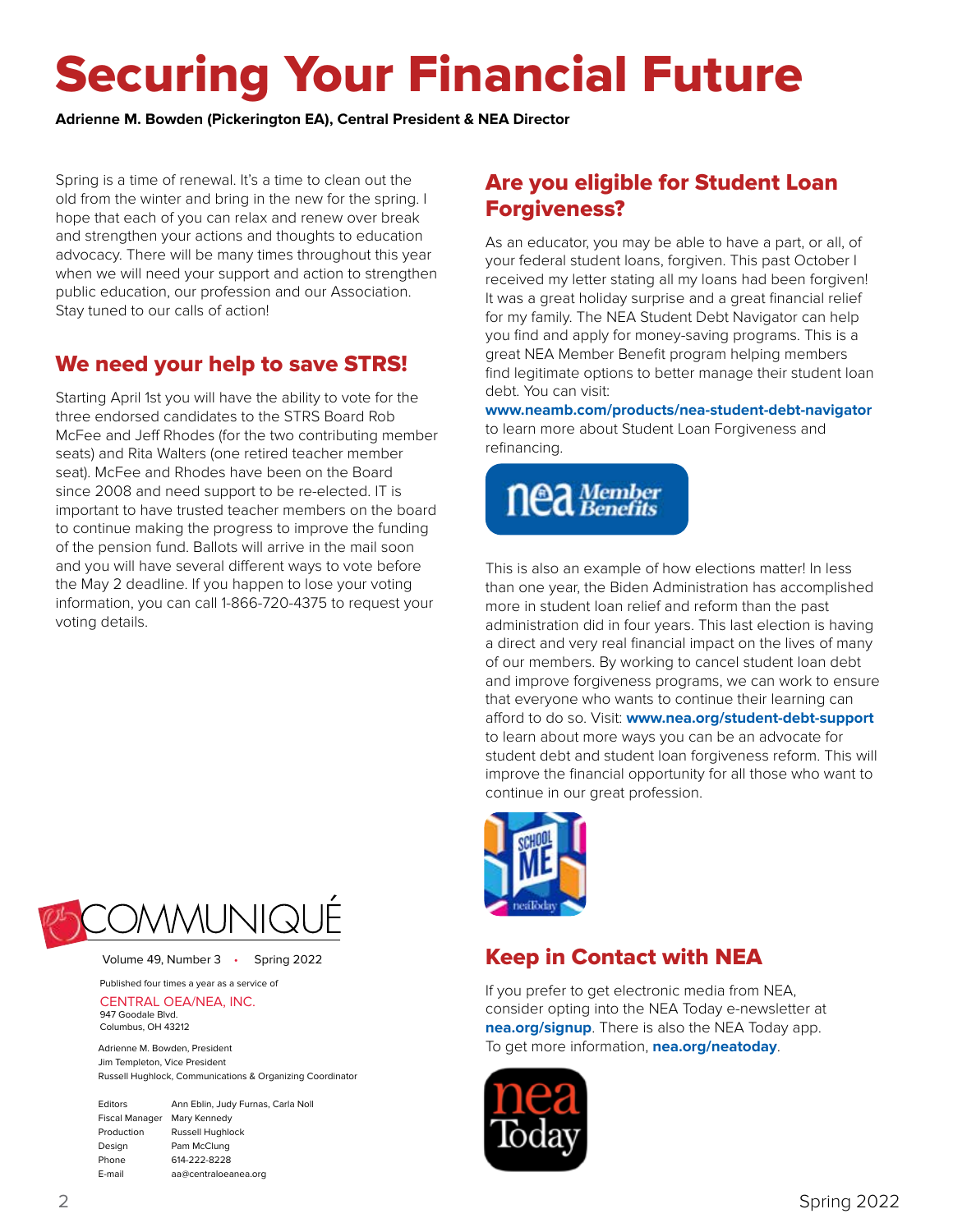# Securing Your Financial Future

**Adrienne M. Bowden (Pickerington EA), Central President & NEA Director**

Spring is a time of renewal. It's a time to clean out the old from the winter and bring in the new for the spring. I hope that each of you can relax and renew over break and strengthen your actions and thoughts to education advocacy. There will be many times throughout this year when we will need your support and action to strengthen public education, our profession and our Association. Stay tuned to our calls of action!

## We need your help to save STRS!

Starting April 1st you will have the ability to vote for the three endorsed candidates to the STRS Board Rob McFee and Jeff Rhodes (for the two contributing member seats) and Rita Walters (one retired teacher member seat). McFee and Rhodes have been on the Board since 2008 and need support to be re-elected. IT is important to have trusted teacher members on the board to continue making the progress to improve the funding of the pension fund. Ballots will arrive in the mail soon and you will have several different ways to vote before the May 2 deadline. If you happen to lose your voting information, you can call 1-866-720-4375 to request your voting details.

## Are you eligible for Student Loan Forgiveness?

As an educator, you may be able to have a part, or all, of your federal student loans, forgiven. This past October I received my letter stating all my loans had been forgiven! It was a great holiday surprise and a great financial relief for my family. The NEA Student Debt Navigator can help you find and apply for money-saving programs. This is a great NEA Member Benefit program helping members find legitimate options to better manage their student loan debt. You can visit: **www.neamb.com/products/nea-student-debt-navigator** to learn more about Student Loan Forgiveness and refinancing.

This is also an example of how elections matter! In less than one year, the Biden Administration has accomplished more in student loan relief and reform than the past administration did in four years. This last election is having a direct and very real financial impact on the lives of many of our members. By working to cancel student loan debt and improve forgiveness programs, we can work to ensure that everyone who wants to continue their learning can afford to do so. Visit: **www.nea.org/student-debt-support** to learn about more ways you can be an advocate for student debt and student loan forgiveness reform. This will improve the financial opportunity for all those who want to continue in our great profession.

## Keep in Contact with NEA

If you prefer to get electronic media from NEA, consider opting into the NEA Today e-newsletter at **nea.org/signup**. There is also the NEA Today app. To get more information, **nea.org/neatoday**.

---

COMMUNIQUÉ

Volume 49, Number 3 • Spring 2022

Published four times a year as a service of

CENTRAL OEA/NEA, INC.
947 Goodale Blvd.
Columbus, OH 43212

Adrienne M. Bowden, President
Jim Templeton, Vice President
Russell Hughlock, Communications & Organizing Coordinator

| | |
|---|---|
| Editors | Ann Eblin, Judy Furnas, Carla Noll |
| Fiscal Manager | Mary Kennedy |
| Production | Russell Hughlock |
| Design | Pam McClung |
| Phone | 614-222-8228 |
| E-mail | aa@centraloeanea.org |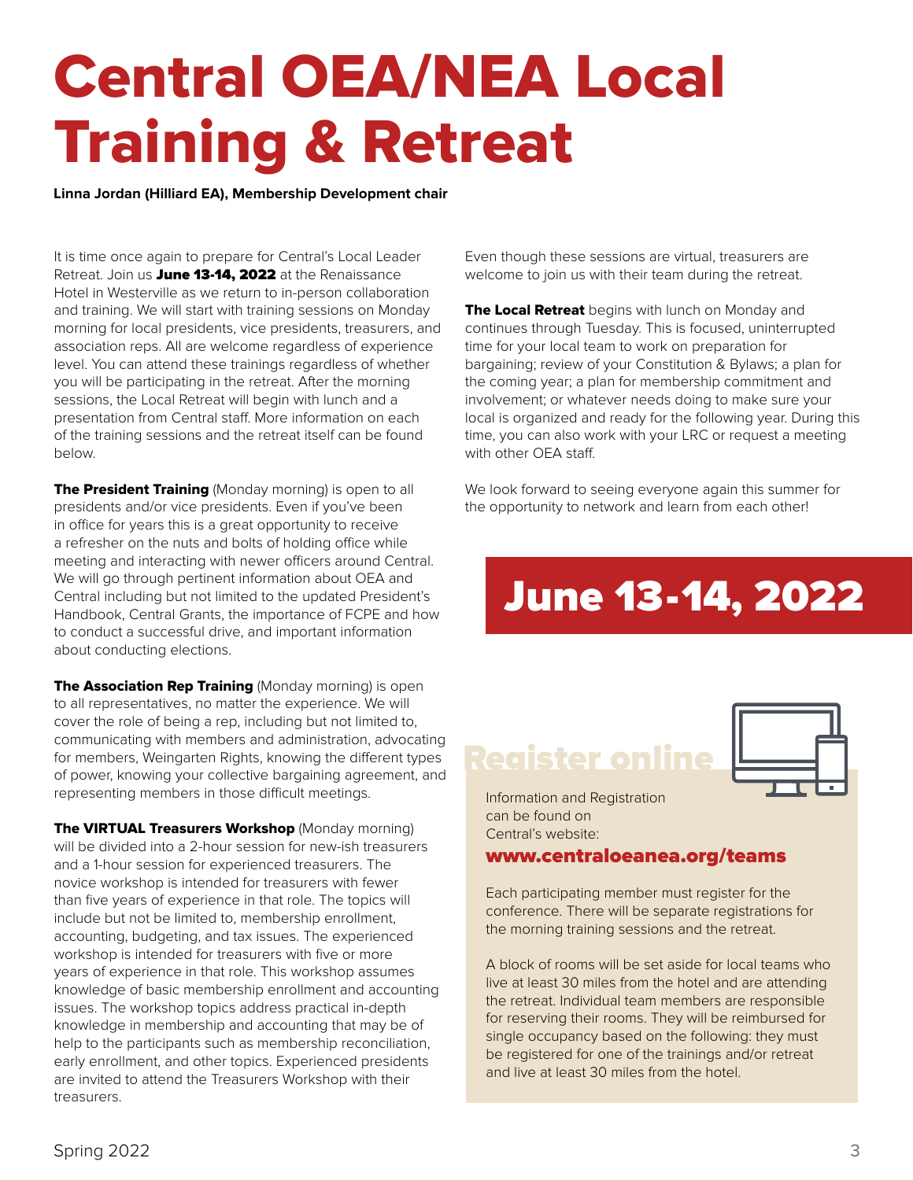# Central OEA/NEA Local Training & Retreat

**Linna Jordan (Hilliard EA), Membership Development chair**

It is time once again to prepare for Central's Local Leader Retreat. Join us **June 13-14, 2022** at the Renaissance Hotel in Westerville as we return to in-person collaboration and training. We will start with training sessions on Monday morning for local presidents, vice presidents, treasurers, and association reps. All are welcome regardless of experience level. You can attend these trainings regardless of whether you will be participating in the retreat. After the morning sessions, the Local Retreat will begin with lunch and a presentation from Central staff. More information on each of the training sessions and the retreat itself can be found below.

**The President Training** (Monday morning) is open to all presidents and/or vice presidents. Even if you've been in office for years this is a great opportunity to receive a refresher on the nuts and bolts of holding office while meeting and interacting with newer officers around Central. We will go through pertinent information about OEA and Central including but not limited to the updated President's Handbook, Central Grants, the importance of FCPE and how to conduct a successful drive, and important information about conducting elections.

**The Association Rep Training** (Monday morning) is open to all representatives, no matter the experience. We will cover the role of being a rep, including but not limited to, communicating with members and administration, advocating for members, Weingarten Rights, knowing the different types of power, knowing your collective bargaining agreement, and representing members in those difficult meetings.

**The VIRTUAL Treasurers Workshop** (Monday morning) will be divided into a 2-hour session for new-ish treasurers and a 1-hour session for experienced treasurers. The novice workshop is intended for treasurers with fewer than five years of experience in that role. The topics will include but not be limited to, membership enrollment, accounting, budgeting, and tax issues. The experienced workshop is intended for treasurers with five or more years of experience in that role. This workshop assumes knowledge of basic membership enrollment and accounting issues. The workshop topics address practical in-depth knowledge in membership and accounting that may be of help to the participants such as membership reconciliation, early enrollment, and other topics. Experienced presidents are invited to attend the Treasurers Workshop with their treasurers. Even though these sessions are virtual, treasurers are welcome to join us with their team during the retreat.

**The Local Retreat** begins with lunch on Monday and continues through Tuesday. This is focused, uninterrupted time for your local team to work on preparation for bargaining; review of your Constitution & Bylaws; a plan for the coming year; a plan for membership commitment and involvement; or whatever needs doing to make sure your local is organized and ready for the following year. During this time, you can also work with your LRC or request a meeting with other OEA staff.

We look forward to seeing everyone again this summer for the opportunity to network and learn from each other!

## June 13-14, 2022

## Register online

Information and Registration can be found on Central's website:

**www.centraloeanea.org/teams**

Each participating member must register for the conference. There will be separate registrations for the morning training sessions and the retreat.

A block of rooms will be set aside for local teams who live at least 30 miles from the hotel and are attending the retreat. Individual team members are responsible for reserving their rooms. They will be reimbursed for single occupancy based on the following: they must be registered for one of the trainings and/or retreat and live at least 30 miles from the hotel.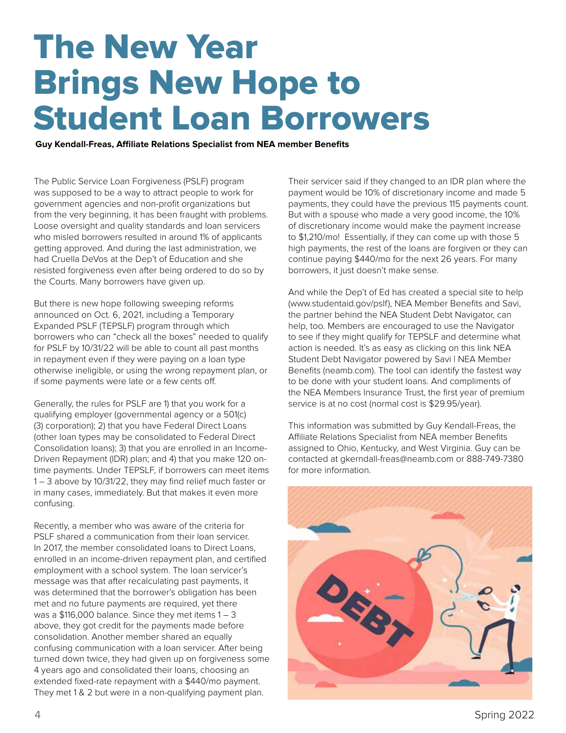# The New Year Brings New Hope to Student Loan Borrowers

**Guy Kendall-Freas, Affiliate Relations Specialist from NEA member Benefits**

The Public Service Loan Forgiveness (PSLF) program was supposed to be a way to attract people to work for government agencies and non-profit organizations but from the very beginning, it has been fraught with problems. Loose oversight and quality standards and loan servicers who misled borrowers resulted in around 1% of applicants getting approved. And during the last administration, we had Cruella DeVos at the Dep't of Education and she resisted forgiveness even after being ordered to do so by the Courts. Many borrowers have given up.

But there is new hope following sweeping reforms announced on Oct. 6, 2021, including a Temporary Expanded PSLF (TEPSLF) program through which borrowers who can "check all the boxes" needed to qualify for PSLF by 10/31/22 will be able to count all past months in repayment even if they were paying on a loan type otherwise ineligible, or using the wrong repayment plan, or if some payments were late or a few cents off.

Generally, the rules for PSLF are 1) that you work for a qualifying employer (governmental agency or a 501(c)(3) corporation); 2) that you have Federal Direct Loans (other loan types may be consolidated to Federal Direct Consolidation loans); 3) that you are enrolled in an Income-Driven Repayment (IDR) plan; and 4) that you make 120 on-time payments. Under TEPSLF, if borrowers can meet items 1 – 3 above by 10/31/22, they may find relief much faster or in many cases, immediately. But that makes it even more confusing.

Recently, a member who was aware of the criteria for PSLF shared a communication from their loan servicer. In 2017, the member consolidated loans to Direct Loans, enrolled in an income-driven repayment plan, and certified employment with a school system. The loan servicer's message was that after recalculating past payments, it was determined that the borrower's obligation has been met and no future payments are required, yet there was a $116,000 balance. Since they met items 1 – 3 above, they got credit for the payments made before consolidation. Another member shared an equally confusing communication with a loan servicer. After being turned down twice, they had given up on forgiveness some 4 years ago and consolidated their loans, choosing an extended fixed-rate repayment with a $440/mo payment. They met 1 & 2 but were in a non-qualifying payment plan. Their servicer said if they changed to an IDR plan where the payment would be 10% of discretionary income and made 5 payments, they could have the previous 115 payments count. But with a spouse who made a very good income, the 10% of discretionary income would make the payment increase to $1,210/mo! Essentially, if they can come up with those 5 high payments, the rest of the loans are forgiven or they can continue paying $440/mo for the next 26 years. For many borrowers, it just doesn't make sense.

And while the Dep't of Ed has created a special site to help (www.studentaid.gov/pslf), NEA Member Benefits and Savi, the partner behind the NEA Student Debt Navigator, can help, too. Members are encouraged to use the Navigator to see if they might qualify for TEPSLF and determine what action is needed. It's as easy as clicking on this link NEA Student Debt Navigator powered by Savi | NEA Member Benefits (neamb.com). The tool can identify the fastest way to be done with your student loans. And compliments of the NEA Members Insurance Trust, the first year of premium service is at no cost (normal cost is $29.95/year).

This information was submitted by Guy Kendall-Freas, the Affiliate Relations Specialist from NEA member Benefits assigned to Ohio, Kentucky, and West Virginia. Guy can be contacted at gkerndall-freas@neamb.com or 888-749-7380 for more information.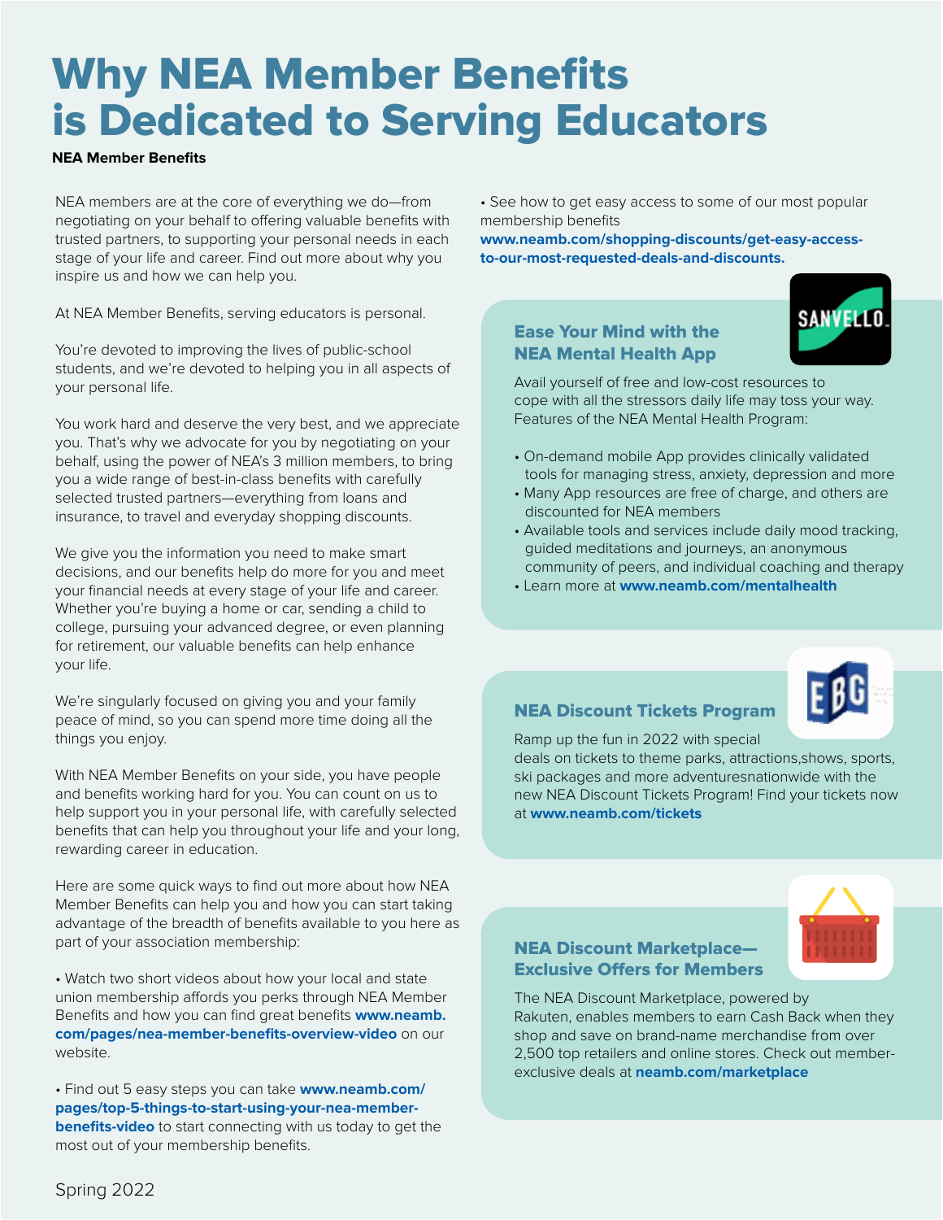# Why NEA Member Benefits is Dedicated to Serving Educators

**NEA Member Benefits**

NEA members are at the core of everything we do—from negotiating on your behalf to offering valuable benefits with trusted partners, to supporting your personal needs in each stage of your life and career. Find out more about why you inspire us and how we can help you.

At NEA Member Benefits, serving educators is personal.

You're devoted to improving the lives of public-school students, and we're devoted to helping you in all aspects of your personal life.

You work hard and deserve the very best, and we appreciate you. That's why we advocate for you by negotiating on your behalf, using the power of NEA's 3 million members, to bring you a wide range of best-in-class benefits with carefully selected trusted partners—everything from loans and insurance, to travel and everyday shopping discounts.

We give you the information you need to make smart decisions, and our benefits help do more for you and meet your financial needs at every stage of your life and career. Whether you're buying a home or car, sending a child to college, pursuing your advanced degree, or even planning for retirement, our valuable benefits can help enhance your life.

We're singularly focused on giving you and your family peace of mind, so you can spend more time doing all the things you enjoy.

With NEA Member Benefits on your side, you have people and benefits working hard for you. You can count on us to help support you in your personal life, with carefully selected benefits that can help you throughout your life and your long, rewarding career in education.

Here are some quick ways to find out more about how NEA Member Benefits can help you and how you can start taking advantage of the breadth of benefits available to you here as part of your association membership:

- Watch two short videos about how your local and state union membership affords you perks through NEA Member Benefits and how you can find great benefits **www.neamb.com/pages/nea-member-benefits-overview-video** on our website.
- Find out 5 easy steps you can take **www.neamb.com/pages/top-5-things-to-start-using-your-nea-member-benefits-video** to start connecting with us today to get the most out of your membership benefits.
- See how to get easy access to some of our most popular membership benefits **www.neamb.com/shopping-discounts/get-easy-access-to-our-most-requested-deals-and-discounts.**

## Ease Your Mind with the NEA Mental Health App

Avail yourself of free and low-cost resources to cope with all the stressors daily life may toss your way. Features of the NEA Mental Health Program:

- On-demand mobile App provides clinically validated tools for managing stress, anxiety, depression and more
- Many App resources are free of charge, and others are discounted for NEA members
- Available tools and services include daily mood tracking, guided meditations and journeys, an anonymous community of peers, and individual coaching and therapy
- Learn more at **www.neamb.com/mentalhealth**

## NEA Discount Tickets Program

Ramp up the fun in 2022 with special deals on tickets to theme parks, attractions,shows, sports, ski packages and more adventuresnationwide with the new NEA Discount Tickets Program! Find your tickets now at **www.neamb.com/tickets**

## NEA Discount Marketplace—Exclusive Offers for Members

The NEA Discount Marketplace, powered by Rakuten, enables members to earn Cash Back when they shop and save on brand-name merchandise from over 2,500 top retailers and online stores. Check out member-exclusive deals at **neamb.com/marketplace**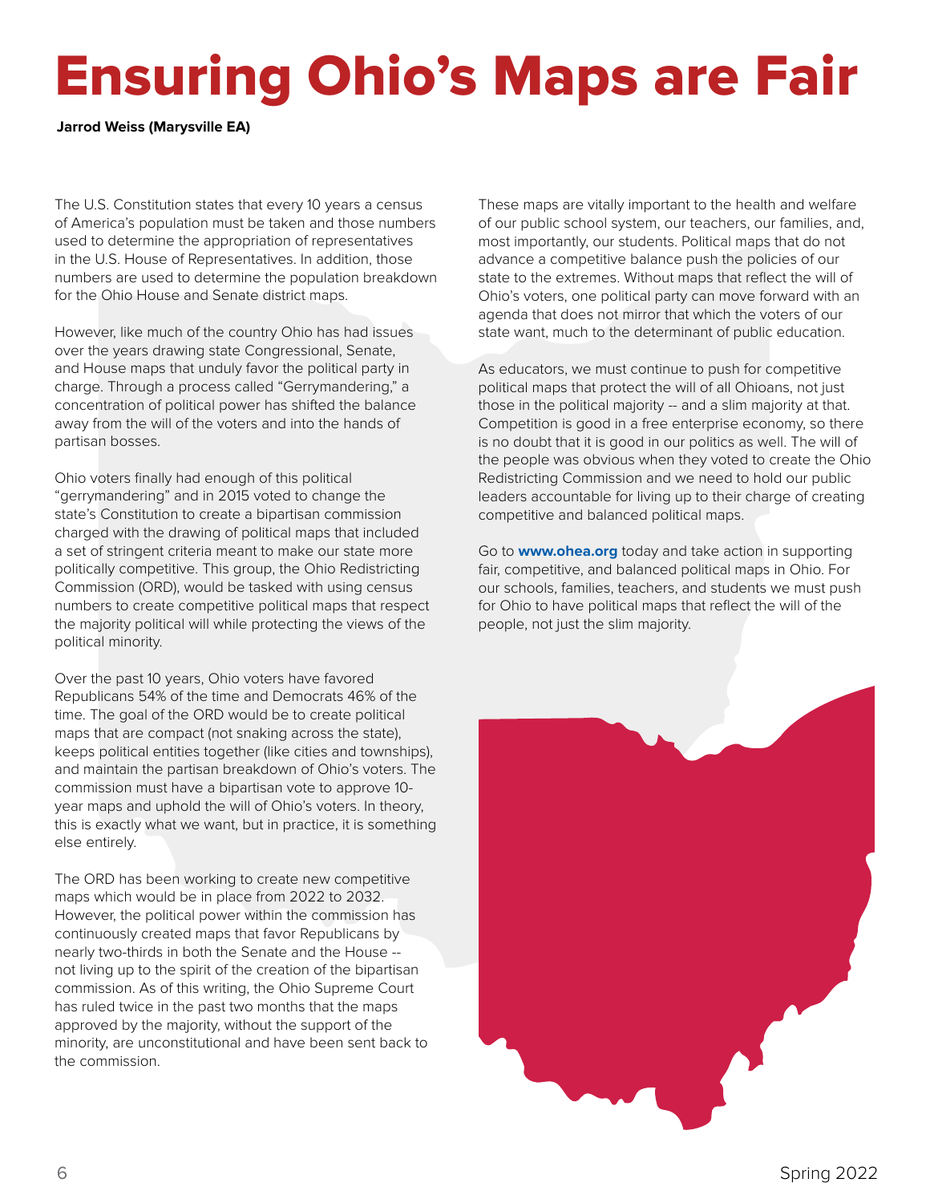# Ensuring Ohio's Maps are Fair

**Jarrod Weiss (Marysville EA)**

The U.S. Constitution states that every 10 years a census of America's population must be taken and those numbers used to determine the appropriation of representatives in the U.S. House of Representatives. In addition, those numbers are used to determine the population breakdown for the Ohio House and Senate district maps.

However, like much of the country Ohio has had issues over the years drawing state Congressional, Senate, and House maps that unduly favor the political party in charge. Through a process called "Gerrymandering," a concentration of political power has shifted the balance away from the will of the voters and into the hands of partisan bosses.

Ohio voters finally had enough of this political "gerrymandering" and in 2015 voted to change the state's Constitution to create a bipartisan commission charged with the drawing of political maps that included a set of stringent criteria meant to make our state more politically competitive. This group, the Ohio Redistricting Commission (ORD), would be tasked with using census numbers to create competitive political maps that respect the majority political will while protecting the views of the political minority.

Over the past 10 years, Ohio voters have favored Republicans 54% of the time and Democrats 46% of the time. The goal of the ORD would be to create political maps that are compact (not snaking across the state), keeps political entities together (like cities and townships), and maintain the partisan breakdown of Ohio's voters. The commission must have a bipartisan vote to approve 10-year maps and uphold the will of Ohio's voters. In theory, this is exactly what we want, but in practice, it is something else entirely.

The ORD has been working to create new competitive maps which would be in place from 2022 to 2032. However, the political power within the commission has continuously created maps that favor Republicans by nearly two-thirds in both the Senate and the House -- not living up to the spirit of the creation of the bipartisan commission. As of this writing, the Ohio Supreme Court has ruled twice in the past two months that the maps approved by the majority, without the support of the minority, are unconstitutional and have been sent back to the commission.

These maps are vitally important to the health and welfare of our public school system, our teachers, our families, and, most importantly, our students. Political maps that do not advance a competitive balance push the policies of our state to the extremes. Without maps that reflect the will of Ohio's voters, one political party can move forward with an agenda that does not mirror that which the voters of our state want, much to the determinant of public education.

As educators, we must continue to push for competitive political maps that protect the will of all Ohioans, not just those in the political majority -- and a slim majority at that. Competition is good in a free enterprise economy, so there is no doubt that it is good in our politics as well. The will of the people was obvious when they voted to create the Ohio Redistricting Commission and we need to hold our public leaders accountable for living up to their charge of creating competitive and balanced political maps.

Go to **www.ohea.org** today and take action in supporting fair, competitive, and balanced political maps in Ohio. For our schools, families, teachers, and students we must push for Ohio to have political maps that reflect the will of the people, not just the slim majority.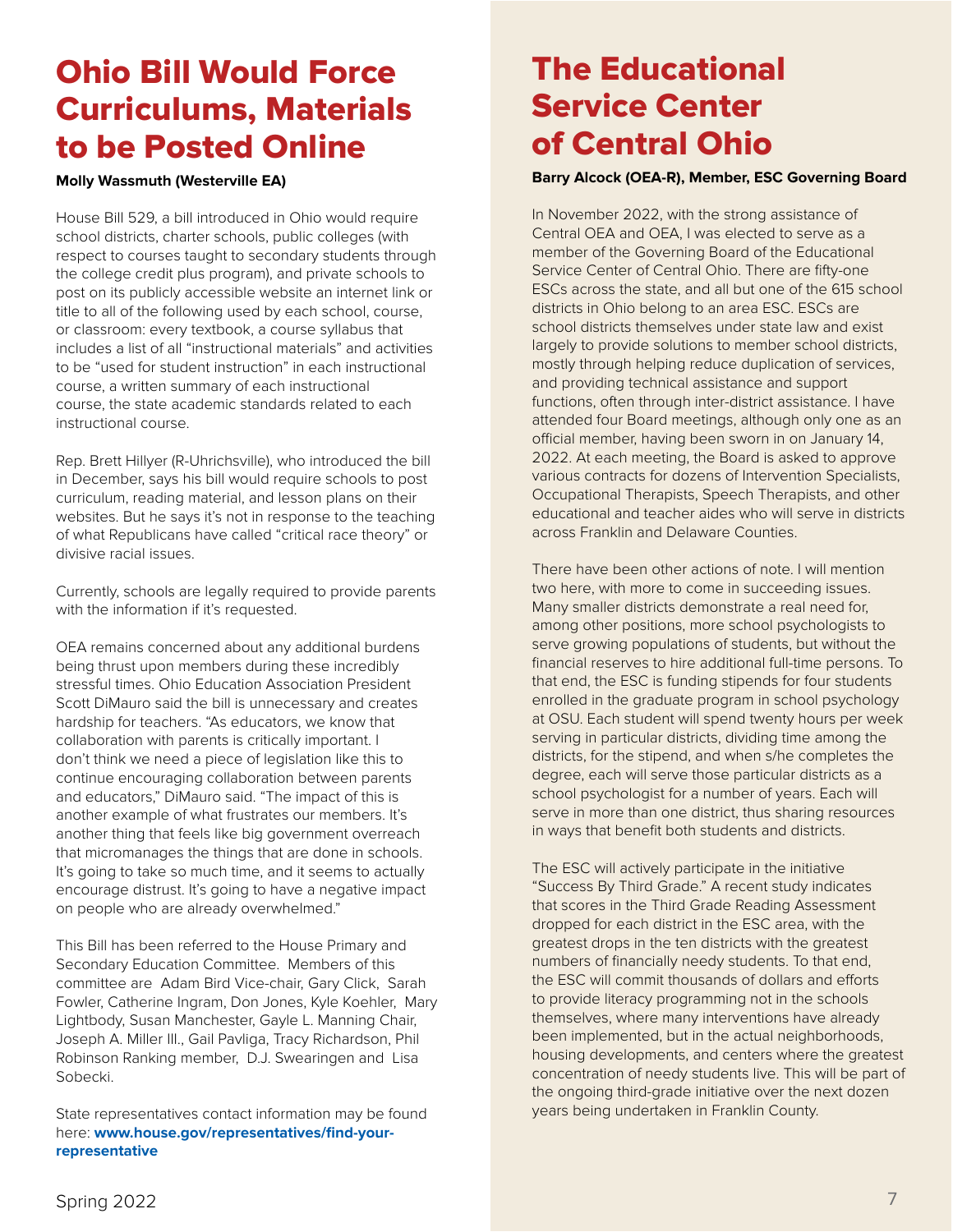# Ohio Bill Would Force Curriculums, Materials to be Posted Online

**Molly Wassmuth (Westerville EA)**

House Bill 529, a bill introduced in Ohio would require school districts, charter schools, public colleges (with respect to courses taught to secondary students through the college credit plus program), and private schools to post on its publicly accessible website an internet link or title to all of the following used by each school, course, or classroom: every textbook, a course syllabus that includes a list of all "instructional materials" and activities to be "used for student instruction" in each instructional course, a written summary of each instructional course, the state academic standards related to each instructional course.

Rep. Brett Hillyer (R-Uhrichsville), who introduced the bill in December, says his bill would require schools to post curriculum, reading material, and lesson plans on their websites. But he says it's not in response to the teaching of what Republicans have called "critical race theory" or divisive racial issues.

Currently, schools are legally required to provide parents with the information if it's requested.

OEA remains concerned about any additional burdens being thrust upon members during these incredibly stressful times. Ohio Education Association President Scott DiMauro said the bill is unnecessary and creates hardship for teachers. "As educators, we know that collaboration with parents is critically important. I don't think we need a piece of legislation like this to continue encouraging collaboration between parents and educators," DiMauro said. "The impact of this is another example of what frustrates our members. It's another thing that feels like big government overreach that micromanages the things that are done in schools. It's going to take so much time, and it seems to actually encourage distrust. It's going to have a negative impact on people who are already overwhelmed."

This Bill has been referred to the House Primary and Secondary Education Committee. Members of this committee are Adam Bird Vice-chair, Gary Click, Sarah Fowler, Catherine Ingram, Don Jones, Kyle Koehler, Mary Lightbody, Susan Manchester, Gayle L. Manning Chair, Joseph A. Miller III., Gail Pavliga, Tracy Richardson, Phil Robinson Ranking member, D.J. Swearingen and Lisa Sobecki.

State representatives contact information may be found here: **www.house.gov/representatives/find-your-representative**

# The Educational Service Center of Central Ohio

**Barry Alcock (OEA-R), Member, ESC Governing Board**

In November 2022, with the strong assistance of Central OEA and OEA, I was elected to serve as a member of the Governing Board of the Educational Service Center of Central Ohio. There are fifty-one ESCs across the state, and all but one of the 615 school districts in Ohio belong to an area ESC. ESCs are school districts themselves under state law and exist largely to provide solutions to member school districts, mostly through helping reduce duplication of services, and providing technical assistance and support functions, often through inter-district assistance. I have attended four Board meetings, although only one as an official member, having been sworn in on January 14, 2022. At each meeting, the Board is asked to approve various contracts for dozens of Intervention Specialists, Occupational Therapists, Speech Therapists, and other educational and teacher aides who will serve in districts across Franklin and Delaware Counties.

There have been other actions of note. I will mention two here, with more to come in succeeding issues. Many smaller districts demonstrate a real need for, among other positions, more school psychologists to serve growing populations of students, but without the financial reserves to hire additional full-time persons. To that end, the ESC is funding stipends for four students enrolled in the graduate program in school psychology at OSU. Each student will spend twenty hours per week serving in particular districts, dividing time among the districts, for the stipend, and when s/he completes the degree, each will serve those particular districts as a school psychologist for a number of years. Each will serve in more than one district, thus sharing resources in ways that benefit both students and districts.

The ESC will actively participate in the initiative "Success By Third Grade." A recent study indicates that scores in the Third Grade Reading Assessment dropped for each district in the ESC area, with the greatest drops in the ten districts with the greatest numbers of financially needy students. To that end, the ESC will commit thousands of dollars and efforts to provide literacy programming not in the schools themselves, where many interventions have already been implemented, but in the actual neighborhoods, housing developments, and centers where the greatest concentration of needy students live. This will be part of the ongoing third-grade initiative over the next dozen years being undertaken in Franklin County.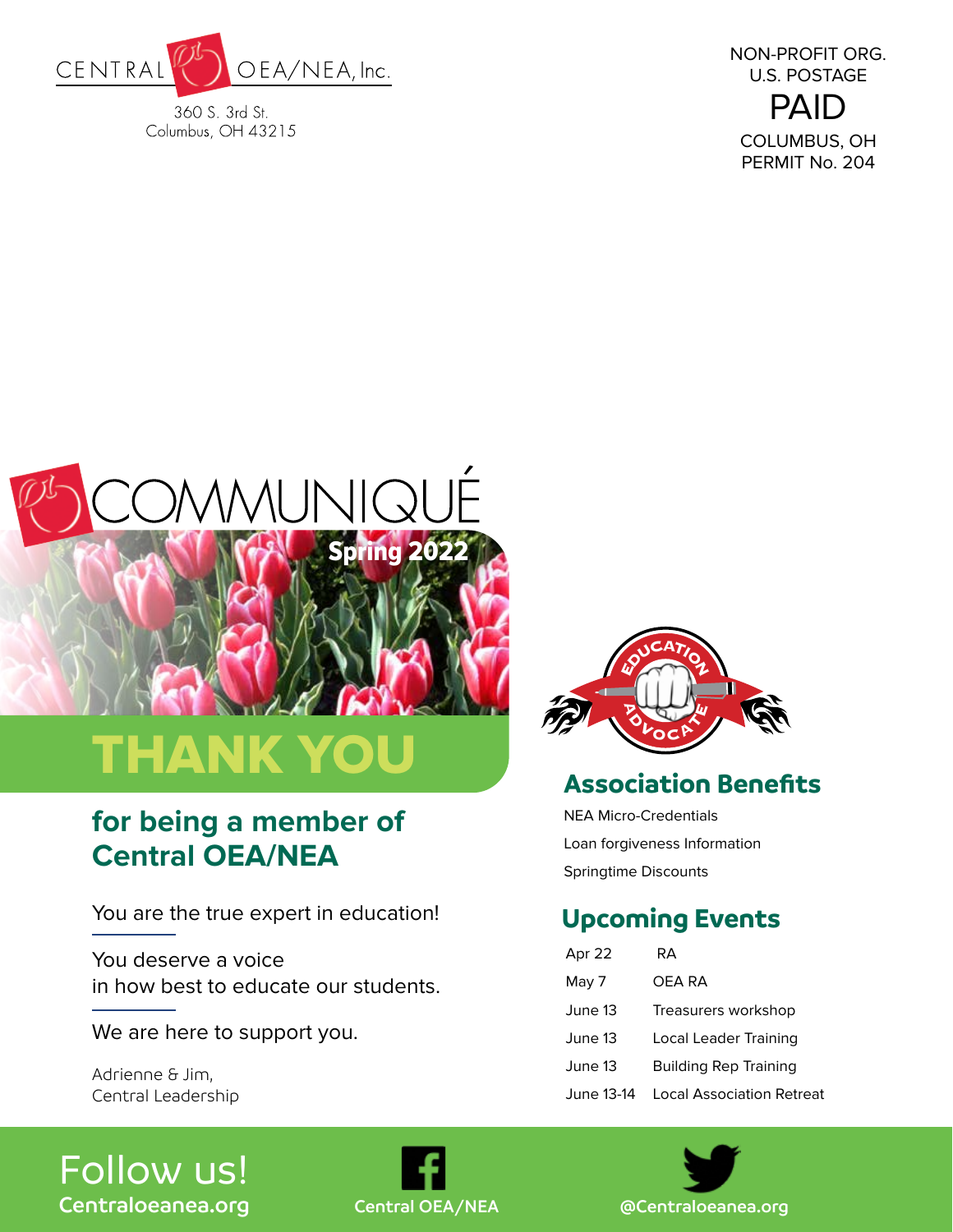CENTRAL OEA/NEA, Inc.

360 S. 3rd St.
Columbus, OH 43215

NON-PROFIT ORG.
U.S. POSTAGE
PAID
COLUMBUS, OH
PERMIT No. 204

# COMMUNIQUÉ

Spring 2022

# THANK YOU

## for being a member of Central OEA/NEA

You are the true expert in education!

You deserve a voice
in how best to educate our students.

We are here to support you.

Adrienne & Jim,
Central Leadership

## Association Benefits

NEA Micro-Credentials

Loan forgiveness Information

Springtime Discounts

## Upcoming Events

| | |
|---|---|
| Apr 22 | RA |
| May 7 | OEA RA |
| June 13 | Treasurers workshop |
| June 13 | Local Leader Training |
| June 13 | Building Rep Training |
| June 13-14 | Local Association Retreat |

Follow us!
Centraloeanea.org

Central OEA/NEA

@Centraloeanea.org